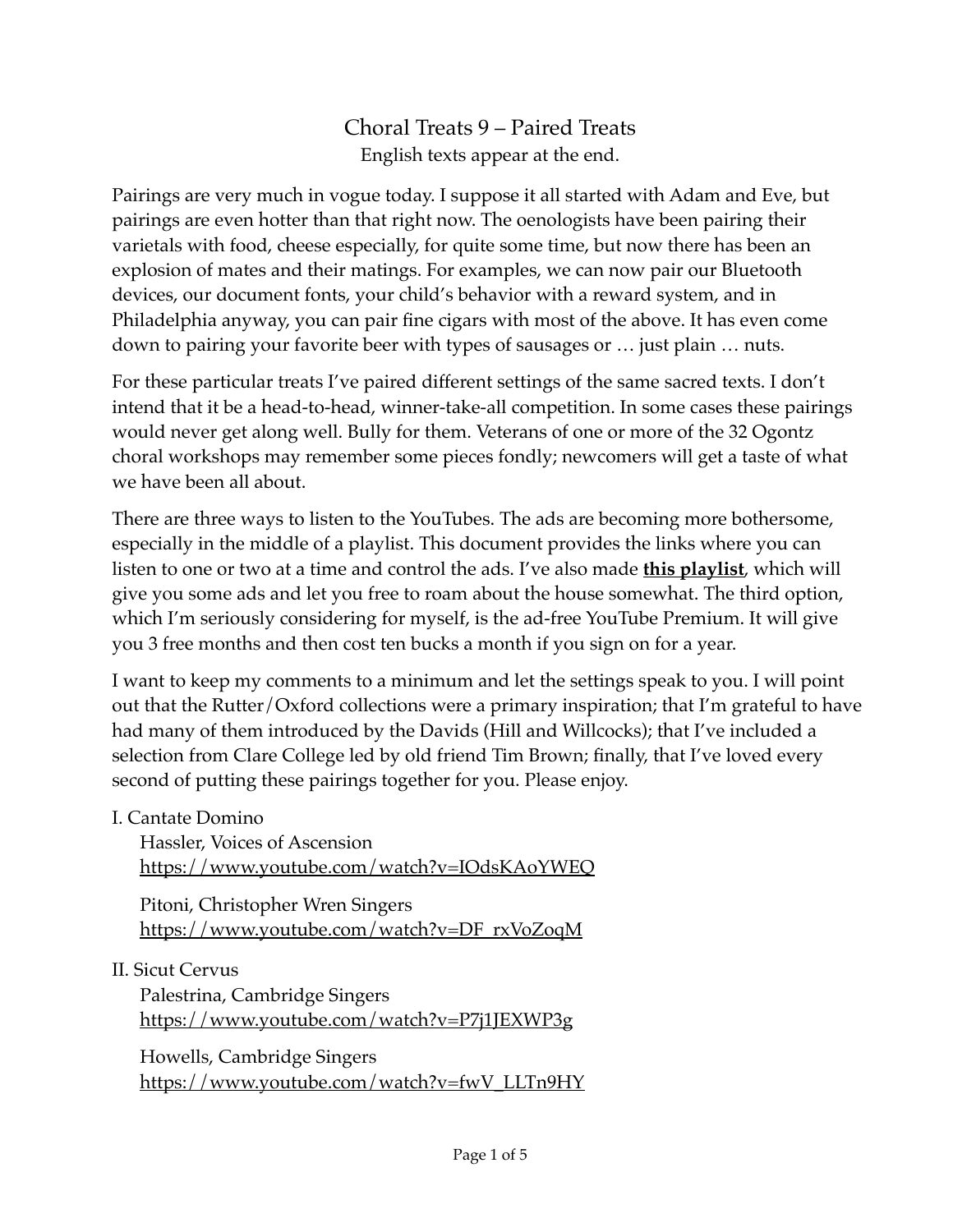# Choral Treats 9 – Paired Treats

English texts appear at the end.

Pairings are very much in vogue today. I suppose it all started with Adam and Eve, but pairings are even hotter than that right now. The oenologists have been pairing their varietals with food, cheese especially, for quite some time, but now there has been an explosion of mates and their matings. For examples, we can now pair our Bluetooth devices, our document fonts, your child's behavior with a reward system, and in Philadelphia anyway, you can pair fine cigars with most of the above. It has even come down to pairing your favorite beer with types of sausages or … just plain … nuts.

For these particular treats I've paired different settings of the same sacred texts. I don't intend that it be a head-to-head, winner-take-all competition. In some cases these pairings would never get along well. Bully for them. Veterans of one or more of the 32 Ogontz choral workshops may remember some pieces fondly; newcomers will get a taste of what we have been all about.

There are three ways to listen to the YouTubes. The ads are becoming more bothersome, especially in the middle of a playlist. This document provides the links where you can listen to one or two at a time and control the ads. I've also made **this playlist**, which will give you some ads and let you free to roam about the house somewhat. The third option, which I'm seriously considering for myself, is the ad-free YouTube Premium. It will give you 3 free months and then cost ten bucks a month if you sign on for a year.

I want to keep my comments to a minimum and let the settings speak to you. I will point out that the Rutter/Oxford collections were a primary inspiration; that I'm grateful to have had many of them introduced by the Davids (Hill and Willcocks); that I've included a selection from Clare College led by old friend Tim Brown; finally, that I've loved every second of putting these pairings together for you. Please enjoy.

I. Cantate Domino

Hassler, Voices of Ascension
https://www.youtube.com/watch?v=IOdsKAoYWEQ

Pitoni, Christopher Wren Singers
https://www.youtube.com/watch?v=DF_rxVoZoqM

II. Sicut Cervus

Palestrina, Cambridge Singers
https://www.youtube.com/watch?v=P7j1JEXWP3g

Howells, Cambridge Singers
https://www.youtube.com/watch?v=fwV_LLTn9HY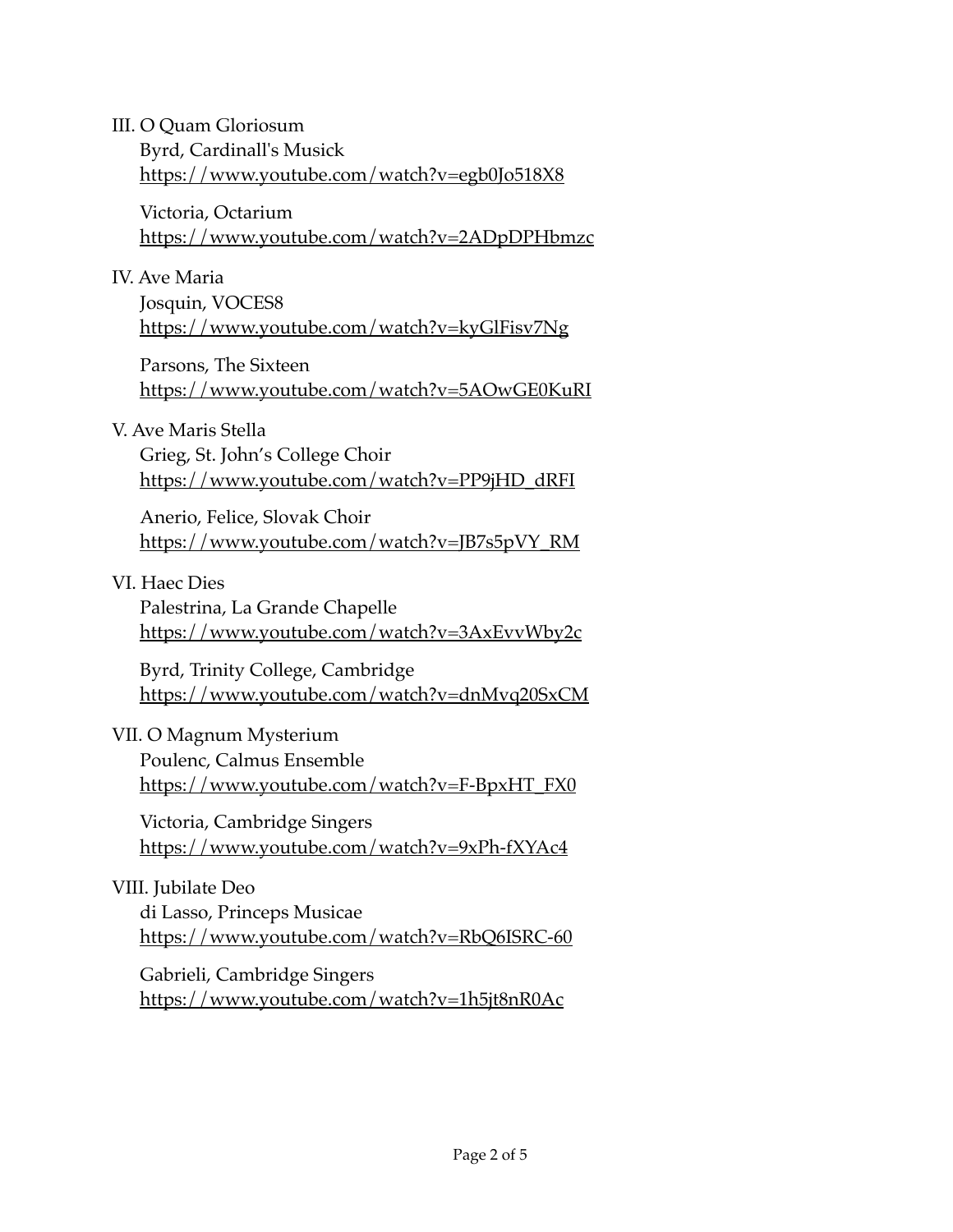III. O Quam Gloriosum

Byrd, Cardinall's Musick
https://www.youtube.com/watch?v=egb0Jo518X8

Victoria, Octarium
https://www.youtube.com/watch?v=2ADpDPHbmzc

IV. Ave Maria

Josquin, VOCES8
https://www.youtube.com/watch?v=kyGlFisv7Ng

Parsons, The Sixteen
https://www.youtube.com/watch?v=5AOwGE0KuRI

V. Ave Maris Stella

Grieg, St. John's College Choir
https://www.youtube.com/watch?v=PP9jHD_dRFI

Anerio, Felice, Slovak Choir
https://www.youtube.com/watch?v=JB7s5pVY_RM

VI. Haec Dies

Palestrina, La Grande Chapelle
https://www.youtube.com/watch?v=3AxEvvWby2c

Byrd, Trinity College, Cambridge
https://www.youtube.com/watch?v=dnMvq20SxCM

VII. O Magnum Mysterium

Poulenc, Calmus Ensemble
https://www.youtube.com/watch?v=F-BpxHT_FX0

Victoria, Cambridge Singers
https://www.youtube.com/watch?v=9xPh-fXYAc4

VIII. Jubilate Deo

di Lasso, Princeps Musicae
https://www.youtube.com/watch?v=RbQ6ISRC-60

Gabrieli, Cambridge Singers
https://www.youtube.com/watch?v=1h5jt8nR0Ac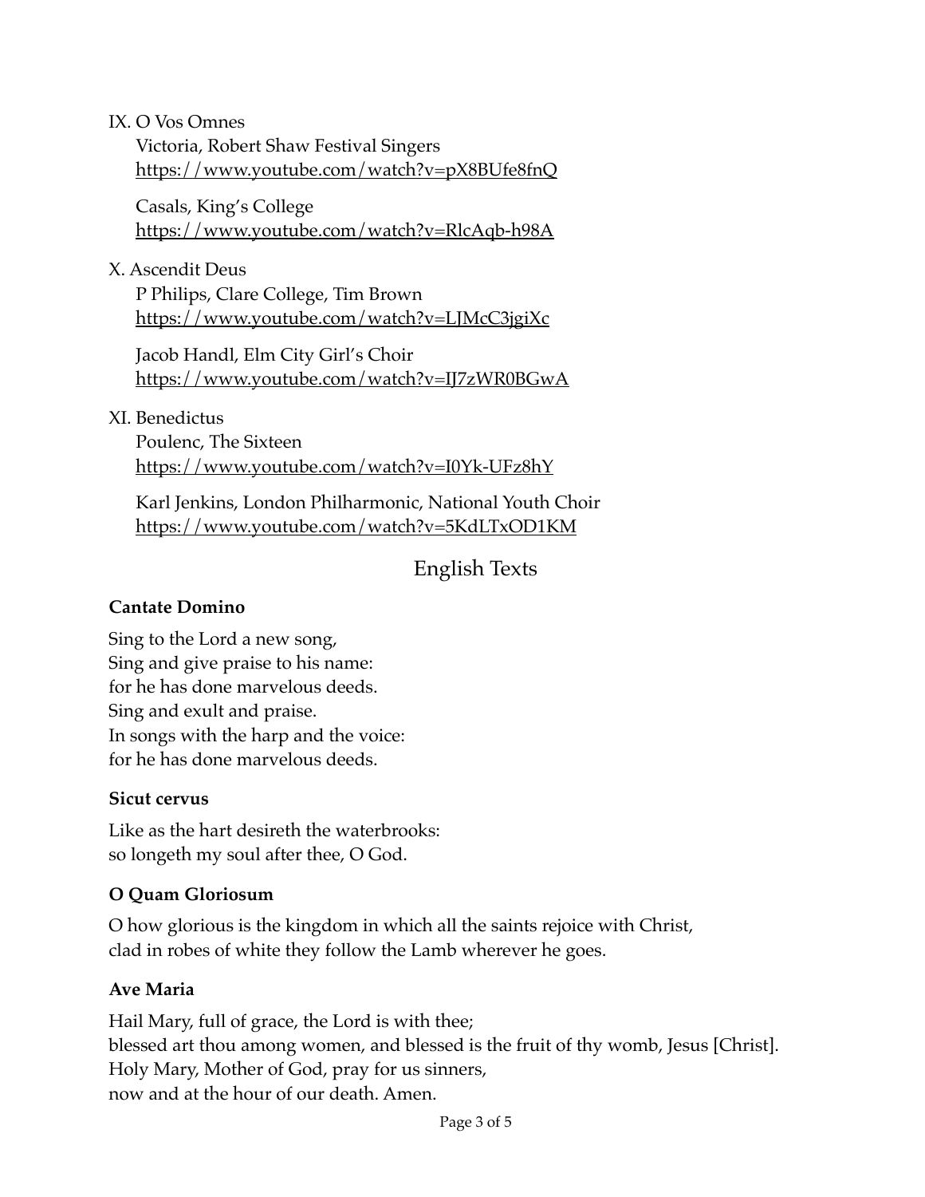IX. O Vos Omnes

Victoria, Robert Shaw Festival Singers
https://www.youtube.com/watch?v=pX8BUfe8fnQ

Casals, King's College
https://www.youtube.com/watch?v=RlcAqb-h98A

X. Ascendit Deus

P Philips, Clare College, Tim Brown
https://www.youtube.com/watch?v=LJMcC3jgiXc

Jacob Handl, Elm City Girl's Choir
https://www.youtube.com/watch?v=IJ7zWR0BGwA

XI. Benedictus

Poulenc, The Sixteen
https://www.youtube.com/watch?v=I0Yk-UFz8hY

Karl Jenkins, London Philharmonic, National Youth Choir
https://www.youtube.com/watch?v=5KdLTxOD1KM

## English Texts

**Cantate Domino**

Sing to the Lord a new song,
Sing and give praise to his name:
for he has done marvelous deeds.
Sing and exult and praise.
In songs with the harp and the voice:
for he has done marvelous deeds.

**Sicut cervus**

Like as the hart desireth the waterbrooks:
so longeth my soul after thee, O God.

**O Quam Gloriosum**

O how glorious is the kingdom in which all the saints rejoice with Christ,
clad in robes of white they follow the Lamb wherever he goes.

**Ave Maria**

Hail Mary, full of grace, the Lord is with thee;
blessed art thou among women, and blessed is the fruit of thy womb, Jesus [Christ].
Holy Mary, Mother of God, pray for us sinners,
now and at the hour of our death. Amen.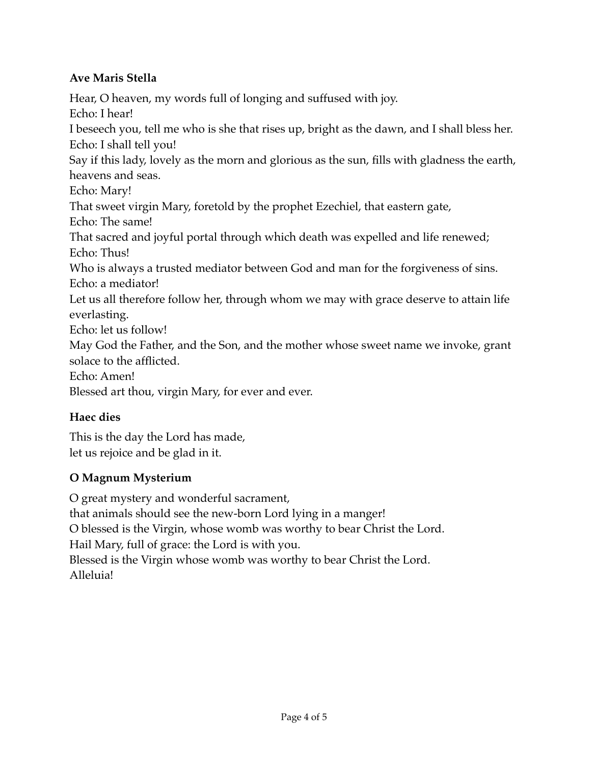**Ave Maris Stella**

Hear, O heaven, my words full of longing and suffused with joy.
Echo: I hear!
I beseech you, tell me who is she that rises up, bright as the dawn, and I shall bless her.
Echo: I shall tell you!
Say if this lady, lovely as the morn and glorious as the sun, fills with gladness the earth, heavens and seas.
Echo: Mary!
That sweet virgin Mary, foretold by the prophet Ezechiel, that eastern gate,
Echo: The same!
That sacred and joyful portal through which death was expelled and life renewed;
Echo: Thus!
Who is always a trusted mediator between God and man for the forgiveness of sins.
Echo: a mediator!
Let us all therefore follow her, through whom we may with grace deserve to attain life everlasting.
Echo: let us follow!
May God the Father, and the Son, and the mother whose sweet name we invoke, grant solace to the afflicted.
Echo: Amen!
Blessed art thou, virgin Mary, for ever and ever.

**Haec dies**

This is the day the Lord has made,
let us rejoice and be glad in it.

**O Magnum Mysterium**

O great mystery and wonderful sacrament,
that animals should see the new-born Lord lying in a manger!
O blessed is the Virgin, whose womb was worthy to bear Christ the Lord.
Hail Mary, full of grace: the Lord is with you.
Blessed is the Virgin whose womb was worthy to bear Christ the Lord.
Alleluia!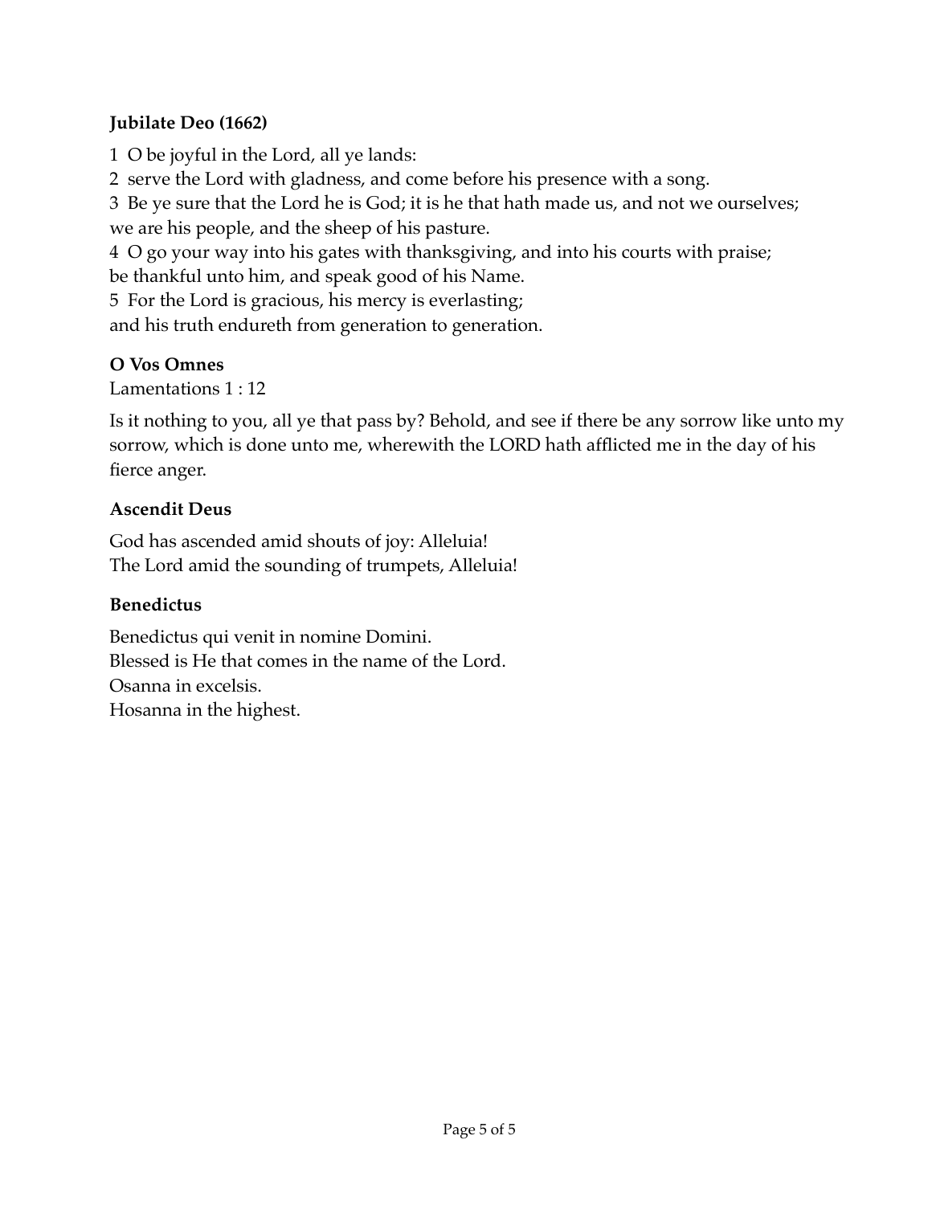**Jubilate Deo (1662)**

1 O be joyful in the Lord, all ye lands:
2 serve the Lord with gladness, and come before his presence with a song.
3 Be ye sure that the Lord he is God; it is he that hath made us, and not we ourselves;
we are his people, and the sheep of his pasture.
4 O go your way into his gates with thanksgiving, and into his courts with praise;
be thankful unto him, and speak good of his Name.
5 For the Lord is gracious, his mercy is everlasting;
and his truth endureth from generation to generation.

**O Vos Omnes**

Lamentations 1 : 12

Is it nothing to you, all ye that pass by? Behold, and see if there be any sorrow like unto my sorrow, which is done unto me, wherewith the LORD hath afflicted me in the day of his fierce anger.

**Ascendit Deus**

God has ascended amid shouts of joy: Alleluia!
The Lord amid the sounding of trumpets, Alleluia!

**Benedictus**

Benedictus qui venit in nomine Domini.
Blessed is He that comes in the name of the Lord.
Osanna in excelsis.
Hosanna in the highest.